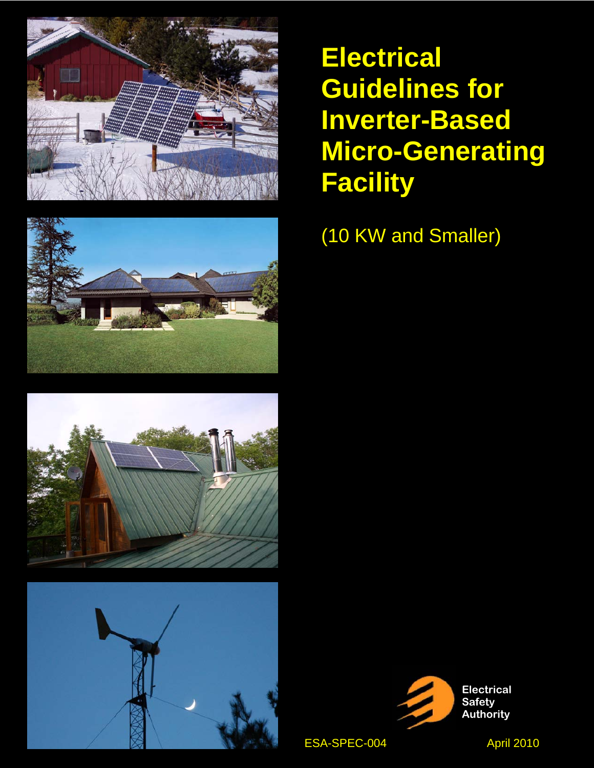# Electrical Guidelines for Inverter-Based Micro-Generating Facility

(10 KW and Smaller)

Electrical Safety Authority

ESA-SPEC-004

April 2010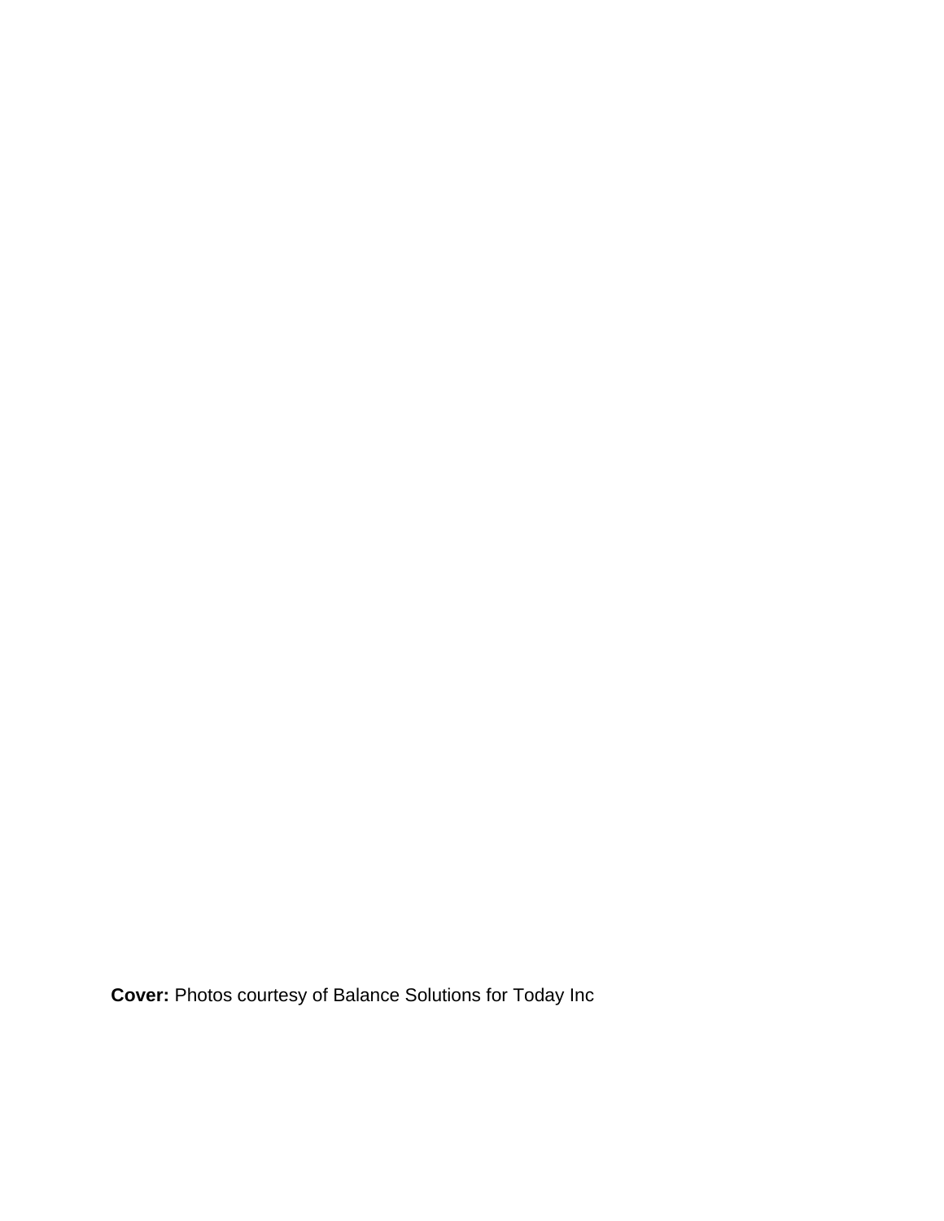**Cover:** Photos courtesy of Balance Solutions for Today Inc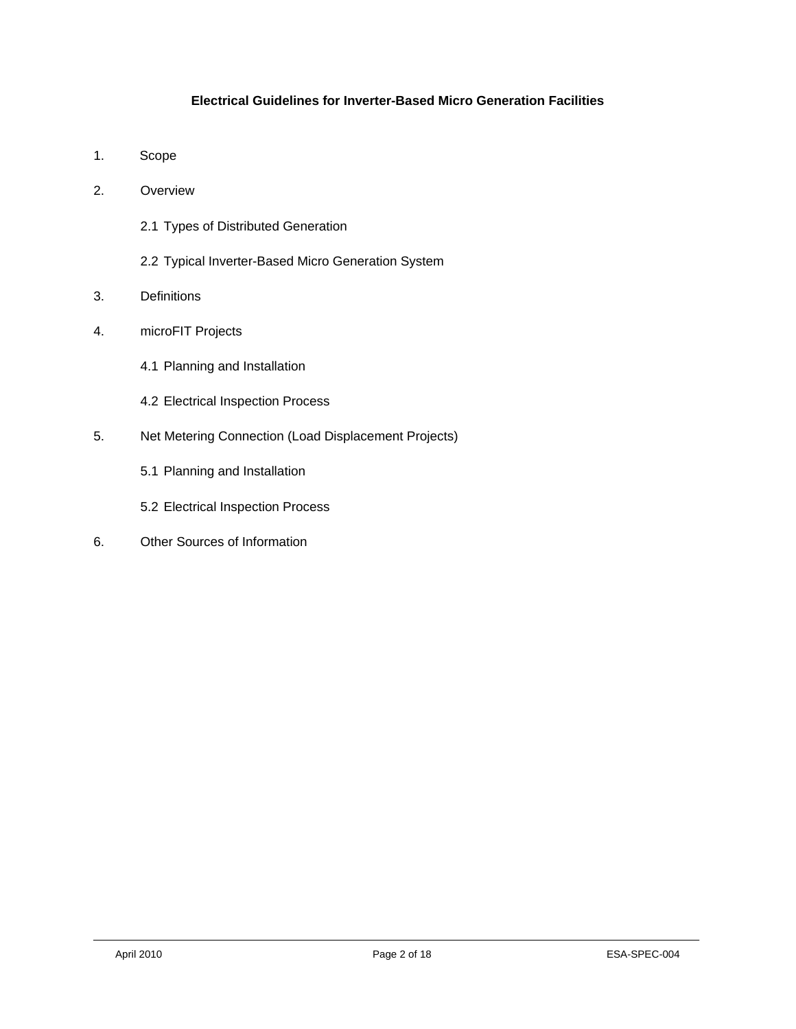**Electrical Guidelines for Inverter-Based Micro Generation Facilities**

1. Scope
2. Overview
   - 2.1 Types of Distributed Generation
   - 2.2 Typical Inverter-Based Micro Generation System
3. Definitions
4. microFIT Projects
   - 4.1 Planning and Installation
   - 4.2 Electrical Inspection Process
5. Net Metering Connection (Load Displacement Projects)
   - 5.1 Planning and Installation
   - 5.2 Electrical Inspection Process
6. Other Sources of Information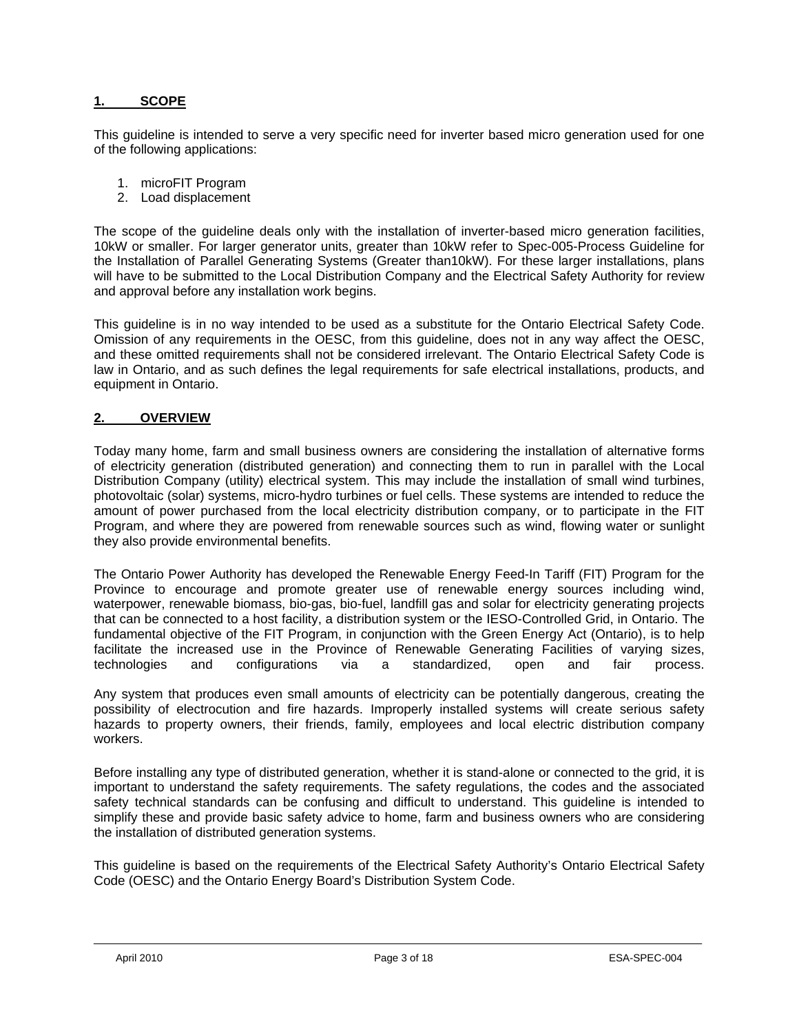## 1. SCOPE

This guideline is intended to serve a very specific need for inverter based micro generation used for one of the following applications:

1. microFIT Program
2. Load displacement

The scope of the guideline deals only with the installation of inverter-based micro generation facilities, 10kW or smaller. For larger generator units, greater than 10kW refer to Spec-005-Process Guideline for the Installation of Parallel Generating Systems (Greater than10kW). For these larger installations, plans will have to be submitted to the Local Distribution Company and the Electrical Safety Authority for review and approval before any installation work begins.

This guideline is in no way intended to be used as a substitute for the Ontario Electrical Safety Code. Omission of any requirements in the OESC, from this guideline, does not in any way affect the OESC, and these omitted requirements shall not be considered irrelevant. The Ontario Electrical Safety Code is law in Ontario, and as such defines the legal requirements for safe electrical installations, products, and equipment in Ontario.

## 2. OVERVIEW

Today many home, farm and small business owners are considering the installation of alternative forms of electricity generation (distributed generation) and connecting them to run in parallel with the Local Distribution Company (utility) electrical system. This may include the installation of small wind turbines, photovoltaic (solar) systems, micro-hydro turbines or fuel cells. These systems are intended to reduce the amount of power purchased from the local electricity distribution company, or to participate in the FIT Program, and where they are powered from renewable sources such as wind, flowing water or sunlight they also provide environmental benefits.

The Ontario Power Authority has developed the Renewable Energy Feed-In Tariff (FIT) Program for the Province to encourage and promote greater use of renewable energy sources including wind, waterpower, renewable biomass, bio-gas, bio-fuel, landfill gas and solar for electricity generating projects that can be connected to a host facility, a distribution system or the IESO-Controlled Grid, in Ontario. The fundamental objective of the FIT Program, in conjunction with the Green Energy Act (Ontario), is to help facilitate the increased use in the Province of Renewable Generating Facilities of varying sizes, technologies and configurations via a standardized, open and fair process.

Any system that produces even small amounts of electricity can be potentially dangerous, creating the possibility of electrocution and fire hazards. Improperly installed systems will create serious safety hazards to property owners, their friends, family, employees and local electric distribution company workers.

Before installing any type of distributed generation, whether it is stand-alone or connected to the grid, it is important to understand the safety requirements. The safety regulations, the codes and the associated safety technical standards can be confusing and difficult to understand. This guideline is intended to simplify these and provide basic safety advice to home, farm and business owners who are considering the installation of distributed generation systems.

This guideline is based on the requirements of the Electrical Safety Authority's Ontario Electrical Safety Code (OESC) and the Ontario Energy Board's Distribution System Code.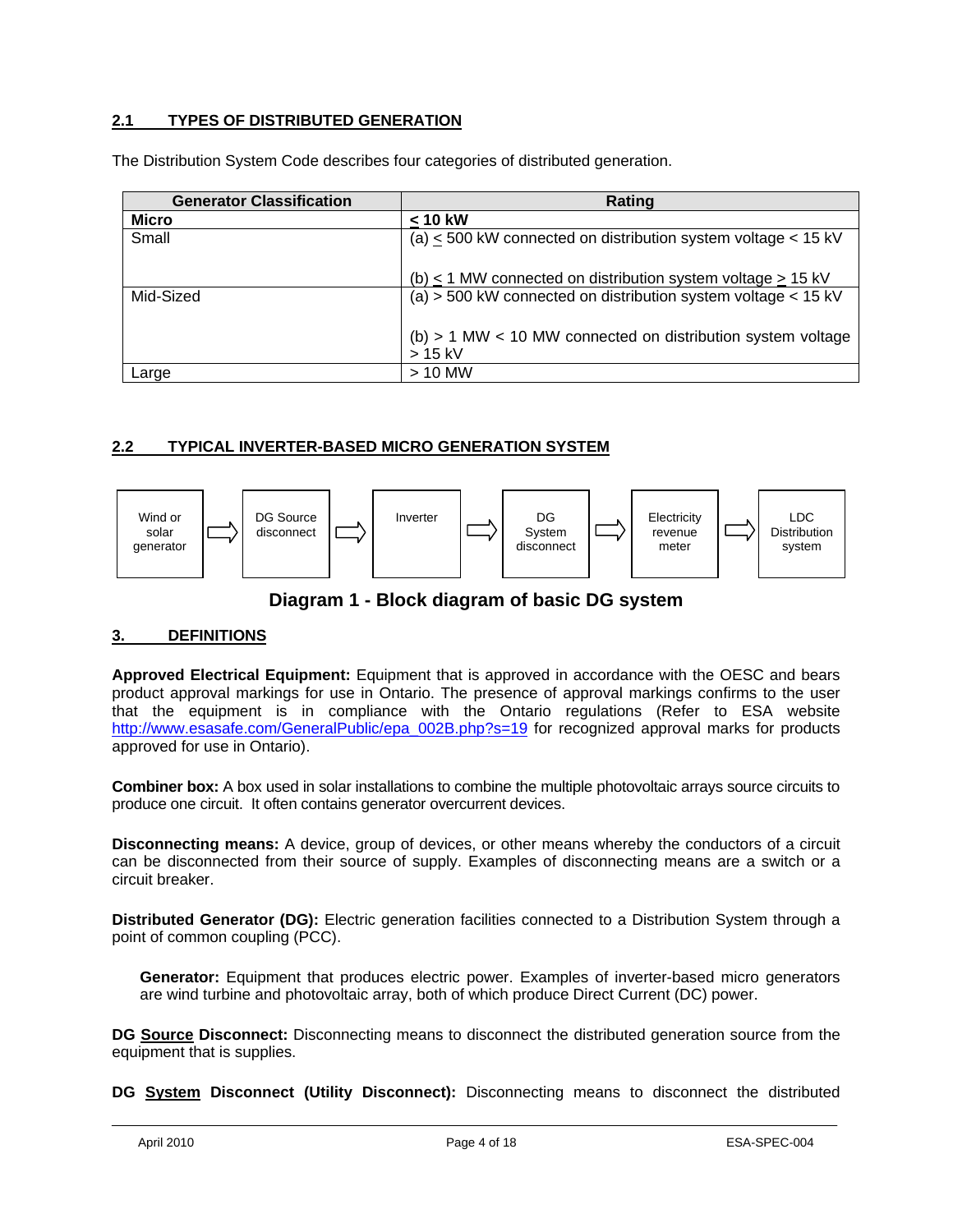## 2.1 TYPES OF DISTRIBUTED GENERATION

The Distribution System Code describes four categories of distributed generation.

| Generator Classification | Rating |
|---|---|
| **Micro** | **≤ 10 kW** |
| Small | (a) ≤ 500 kW connected on distribution system voltage < 15 kV<br><br>(b) ≤ 1 MW connected on distribution system voltage ≥ 15 kV |
| Mid-Sized | (a) > 500 kW connected on distribution system voltage < 15 kV<br><br>(b) > 1 MW < 10 MW connected on distribution system voltage > 15 kV |
| Large | > 10 MW |

## 2.2 TYPICAL INVERTER-BASED MICRO GENERATION SYSTEM

Wind or solar generator ⇒ DG Source disconnect ⇒ Inverter ⇒ DG System disconnect ⇒ Electricity revenue meter ⇒ LDC Distribution system

**Diagram 1 - Block diagram of basic DG system**

## 3. DEFINITIONS

**Approved Electrical Equipment:** Equipment that is approved in accordance with the OESC and bears product approval markings for use in Ontario. The presence of approval markings confirms to the user that the equipment is in compliance with the Ontario regulations (Refer to ESA website http://www.esasafe.com/GeneralPublic/epa_002B.php?s=19 for recognized approval marks for products approved for use in Ontario).

**Combiner box:** A box used in solar installations to combine the multiple photovoltaic arrays source circuits to produce one circuit. It often contains generator overcurrent devices.

**Disconnecting means:** A device, group of devices, or other means whereby the conductors of a circuit can be disconnected from their source of supply. Examples of disconnecting means are a switch or a circuit breaker.

**Distributed Generator (DG):** Electric generation facilities connected to a Distribution System through a point of common coupling (PCC).

> **Generator:** Equipment that produces electric power. Examples of inverter-based micro generators are wind turbine and photovoltaic array, both of which produce Direct Current (DC) power.

**DG Source Disconnect:** Disconnecting means to disconnect the distributed generation source from the equipment that is supplies.

**DG System Disconnect (Utility Disconnect):** Disconnecting means to disconnect the distributed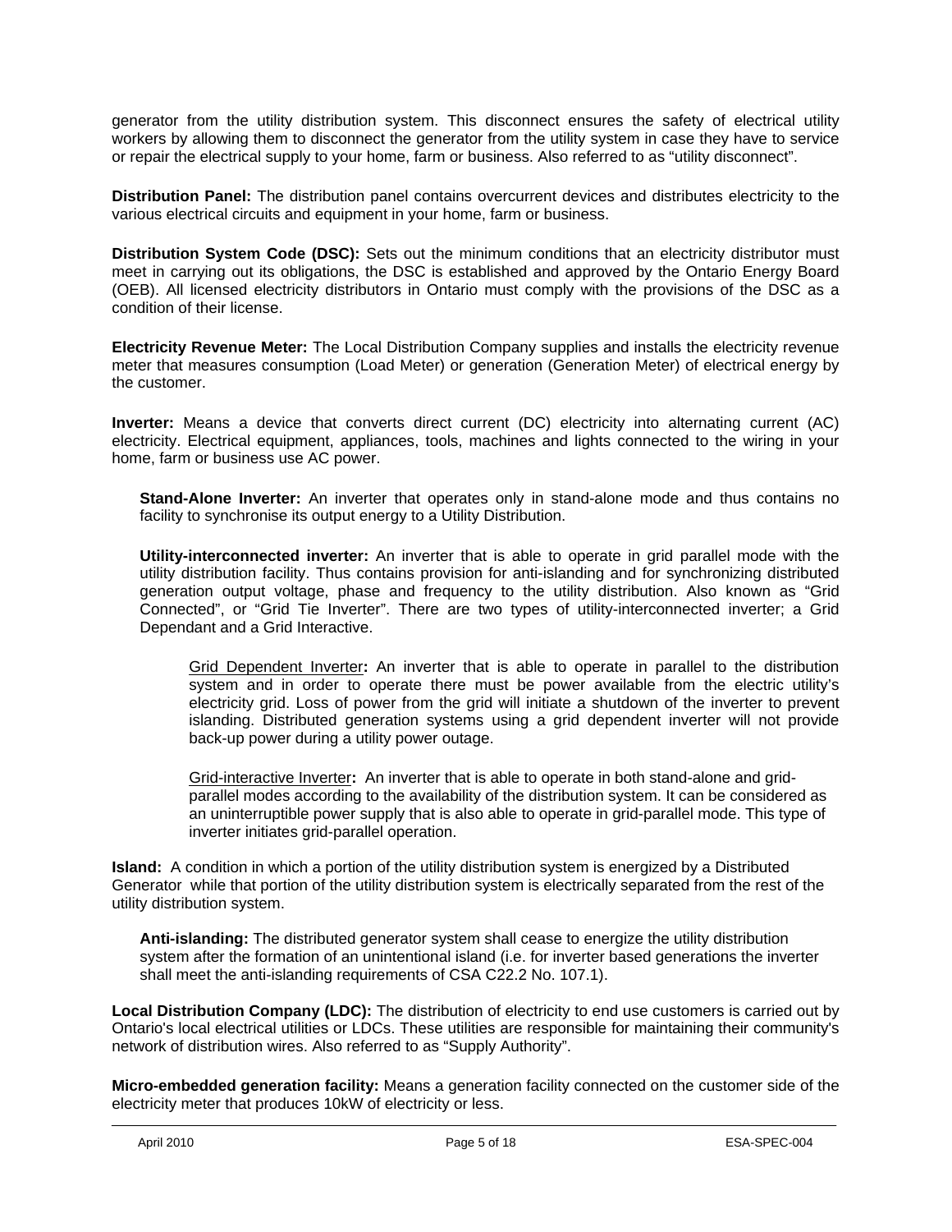generator from the utility distribution system. This disconnect ensures the safety of electrical utility workers by allowing them to disconnect the generator from the utility system in case they have to service or repair the electrical supply to your home, farm or business. Also referred to as "utility disconnect".

**Distribution Panel:** The distribution panel contains overcurrent devices and distributes electricity to the various electrical circuits and equipment in your home, farm or business.

**Distribution System Code (DSC):** Sets out the minimum conditions that an electricity distributor must meet in carrying out its obligations, the DSC is established and approved by the Ontario Energy Board (OEB). All licensed electricity distributors in Ontario must comply with the provisions of the DSC as a condition of their license.

**Electricity Revenue Meter:** The Local Distribution Company supplies and installs the electricity revenue meter that measures consumption (Load Meter) or generation (Generation Meter) of electrical energy by the customer.

**Inverter:** Means a device that converts direct current (DC) electricity into alternating current (AC) electricity. Electrical equipment, appliances, tools, machines and lights connected to the wiring in your home, farm or business use AC power.

> **Stand-Alone Inverter:** An inverter that operates only in stand-alone mode and thus contains no facility to synchronise its output energy to a Utility Distribution.
>
> **Utility-interconnected inverter:** An inverter that is able to operate in grid parallel mode with the utility distribution facility. Thus contains provision for anti-islanding and for synchronizing distributed generation output voltage, phase and frequency to the utility distribution. Also known as "Grid Connected", or "Grid Tie Inverter". There are two types of utility-interconnected inverter; a Grid Dependant and a Grid Interactive.
>
> > <u>Grid Dependent Inverter</u>**:** An inverter that is able to operate in parallel to the distribution system and in order to operate there must be power available from the electric utility's electricity grid. Loss of power from the grid will initiate a shutdown of the inverter to prevent islanding. Distributed generation systems using a grid dependent inverter will not provide back-up power during a utility power outage.
> >
> > <u>Grid-interactive Inverter</u>**:** An inverter that is able to operate in both stand-alone and grid-parallel modes according to the availability of the distribution system. It can be considered as an uninterruptible power supply that is also able to operate in grid-parallel mode. This type of inverter initiates grid-parallel operation.

**Island:** A condition in which a portion of the utility distribution system is energized by a Distributed Generator while that portion of the utility distribution system is electrically separated from the rest of the utility distribution system.

> **Anti-islanding:** The distributed generator system shall cease to energize the utility distribution system after the formation of an unintentional island (i.e. for inverter based generations the inverter shall meet the anti-islanding requirements of CSA C22.2 No. 107.1).

**Local Distribution Company (LDC):** The distribution of electricity to end use customers is carried out by Ontario's local electrical utilities or LDCs. These utilities are responsible for maintaining their community's network of distribution wires. Also referred to as "Supply Authority".

**Micro-embedded generation facility:** Means a generation facility connected on the customer side of the electricity meter that produces 10kW of electricity or less.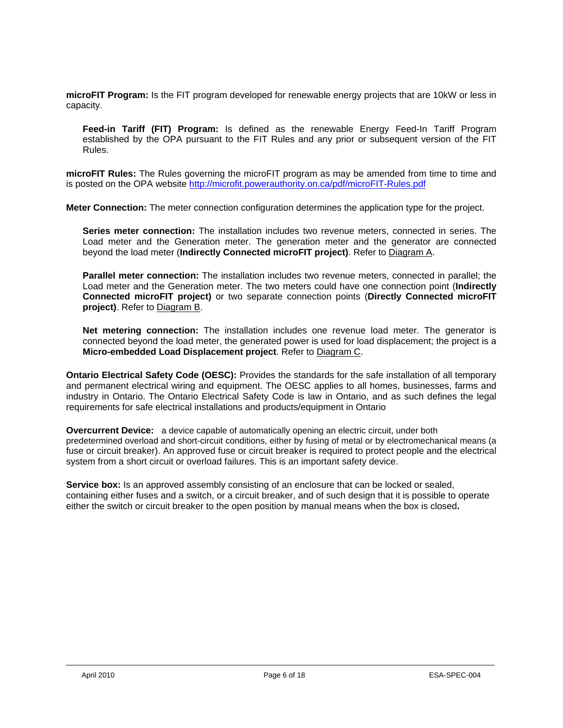**microFIT Program:** Is the FIT program developed for renewable energy projects that are 10kW or less in capacity.

> **Feed-in Tariff (FIT) Program:** Is defined as the renewable Energy Feed-In Tariff Program established by the OPA pursuant to the FIT Rules and any prior or subsequent version of the FIT Rules.

**microFIT Rules:** The Rules governing the microFIT program as may be amended from time to time and is posted on the OPA website http://microfit.powerauthority.on.ca/pdf/microFIT-Rules.pdf

**Meter Connection:** The meter connection configuration determines the application type for the project.

> **Series meter connection:** The installation includes two revenue meters, connected in series. The Load meter and the Generation meter. The generation meter and the generator are connected beyond the load meter (**Indirectly Connected microFIT project)**. Refer to Diagram A.
>
> **Parallel meter connection:** The installation includes two revenue meters, connected in parallel; the Load meter and the Generation meter. The two meters could have one connection point (**Indirectly Connected microFIT project)** or two separate connection points (**Directly Connected microFIT project)**. Refer to Diagram B.
>
> **Net metering connection:** The installation includes one revenue load meter. The generator is connected beyond the load meter, the generated power is used for load displacement; the project is a **Micro-embedded Load Displacement project**. Refer to Diagram C.

**Ontario Electrical Safety Code (OESC):** Provides the standards for the safe installation of all temporary and permanent electrical wiring and equipment. The OESC applies to all homes, businesses, farms and industry in Ontario. The Ontario Electrical Safety Code is law in Ontario, and as such defines the legal requirements for safe electrical installations and products/equipment in Ontario

**Overcurrent Device:** a device capable of automatically opening an electric circuit, under both predetermined overload and short-circuit conditions, either by fusing of metal or by electromechanical means (a fuse or circuit breaker). An approved fuse or circuit breaker is required to protect people and the electrical system from a short circuit or overload failures. This is an important safety device.

**Service box:** Is an approved assembly consisting of an enclosure that can be locked or sealed, containing either fuses and a switch, or a circuit breaker, and of such design that it is possible to operate either the switch or circuit breaker to the open position by manual means when the box is closed**.**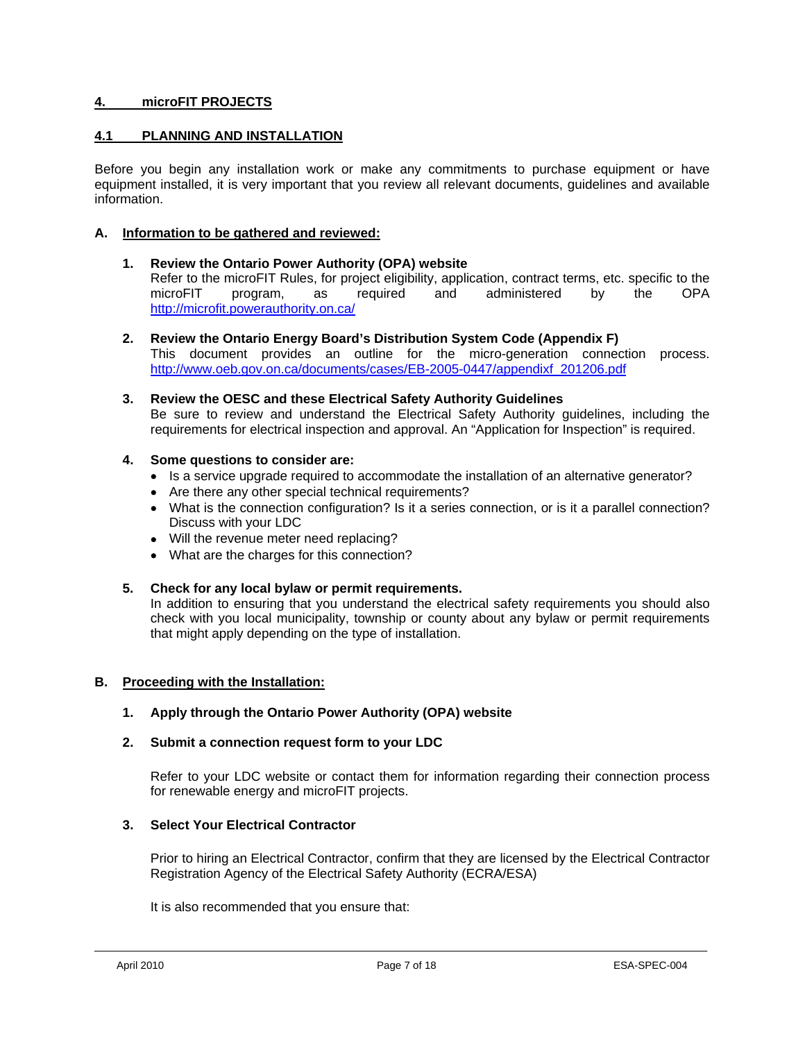# 4. microFIT PROJECTS

## 4.1 PLANNING AND INSTALLATION

Before you begin any installation work or make any commitments to purchase equipment or have equipment installed, it is very important that you review all relevant documents, guidelines and available information.

### A. Information to be gathered and reviewed:

1. **Review the Ontario Power Authority (OPA) website**
   Refer to the microFIT Rules, for project eligibility, application, contract terms, etc. specific to the microFIT program, as required and administered by the OPA http://microfit.powerauthority.on.ca/

2. **Review the Ontario Energy Board's Distribution System Code (Appendix F)**
   This document provides an outline for the micro-generation connection process. http://www.oeb.gov.on.ca/documents/cases/EB-2005-0447/appendixf_201206.pdf

3. **Review the OESC and these Electrical Safety Authority Guidelines**
   Be sure to review and understand the Electrical Safety Authority guidelines, including the requirements for electrical inspection and approval. An "Application for Inspection" is required.

4. **Some questions to consider are:**
   - Is a service upgrade required to accommodate the installation of an alternative generator?
   - Are there any other special technical requirements?
   - What is the connection configuration? Is it a series connection, or is it a parallel connection? Discuss with your LDC
   - Will the revenue meter need replacing?
   - What are the charges for this connection?

5. **Check for any local bylaw or permit requirements.**
   In addition to ensuring that you understand the electrical safety requirements you should also check with you local municipality, township or county about any bylaw or permit requirements that might apply depending on the type of installation.

### B. Proceeding with the Installation:

1. **Apply through the Ontario Power Authority (OPA) website**

2. **Submit a connection request form to your LDC**

   Refer to your LDC website or contact them for information regarding their connection process for renewable energy and microFIT projects.

3. **Select Your Electrical Contractor**

   Prior to hiring an Electrical Contractor, confirm that they are licensed by the Electrical Contractor Registration Agency of the Electrical Safety Authority (ECRA/ESA)

   It is also recommended that you ensure that: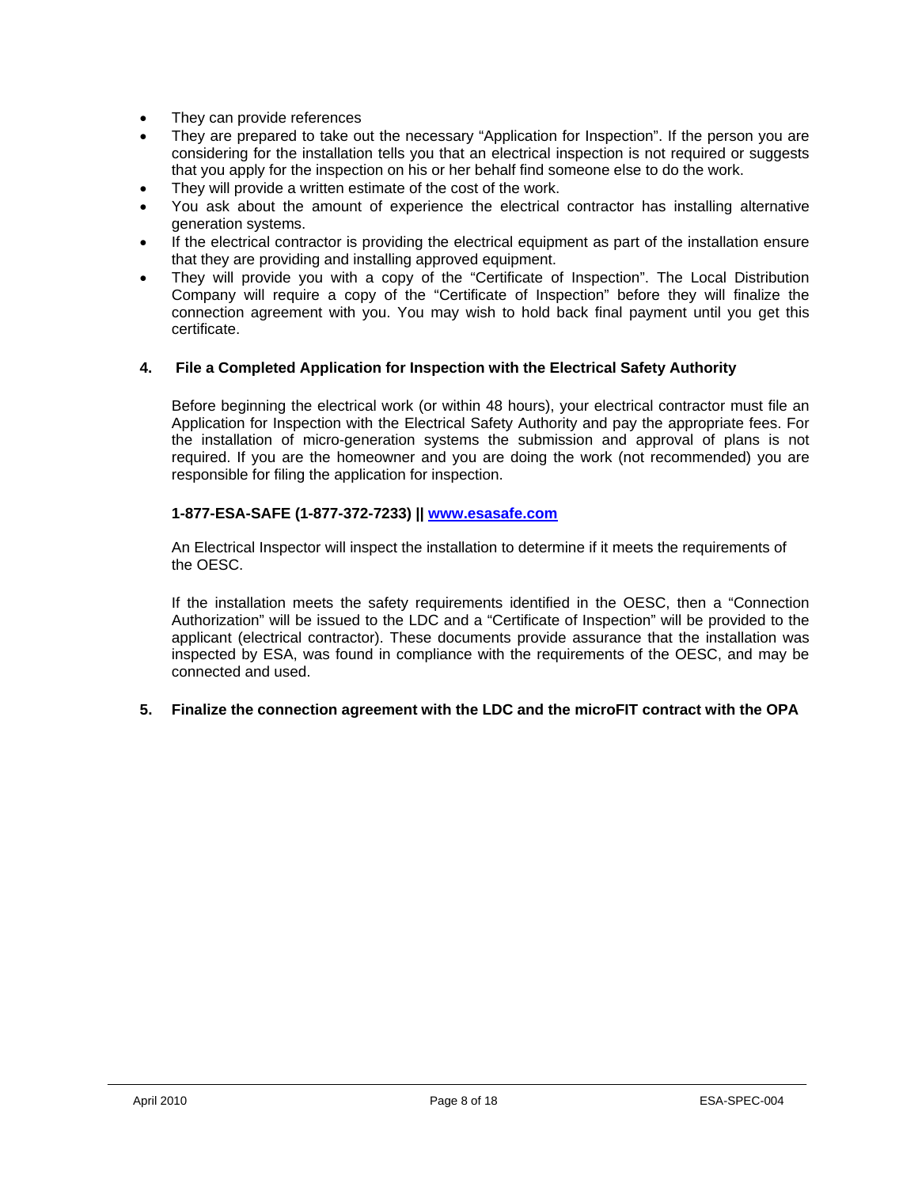- They can provide references
- They are prepared to take out the necessary "Application for Inspection". If the person you are considering for the installation tells you that an electrical inspection is not required or suggests that you apply for the inspection on his or her behalf find someone else to do the work.
- They will provide a written estimate of the cost of the work.
- You ask about the amount of experience the electrical contractor has installing alternative generation systems.
- If the electrical contractor is providing the electrical equipment as part of the installation ensure that they are providing and installing approved equipment.
- They will provide you with a copy of the "Certificate of Inspection". The Local Distribution Company will require a copy of the "Certificate of Inspection" before they will finalize the connection agreement with you. You may wish to hold back final payment until you get this certificate.

### 4. File a Completed Application for Inspection with the Electrical Safety Authority

Before beginning the electrical work (or within 48 hours), your electrical contractor must file an Application for Inspection with the Electrical Safety Authority and pay the appropriate fees. For the installation of micro-generation systems the submission and approval of plans is not required. If you are the homeowner and you are doing the work (not recommended) you are responsible for filing the application for inspection.

**1-877-ESA-SAFE (1-877-372-7233) || [www.esasafe.com](http://www.esasafe.com)**

An Electrical Inspector will inspect the installation to determine if it meets the requirements of the OESC.

If the installation meets the safety requirements identified in the OESC, then a "Connection Authorization" will be issued to the LDC and a "Certificate of Inspection" will be provided to the applicant (electrical contractor). These documents provide assurance that the installation was inspected by ESA, was found in compliance with the requirements of the OESC, and may be connected and used.

### 5. Finalize the connection agreement with the LDC and the microFIT contract with the OPA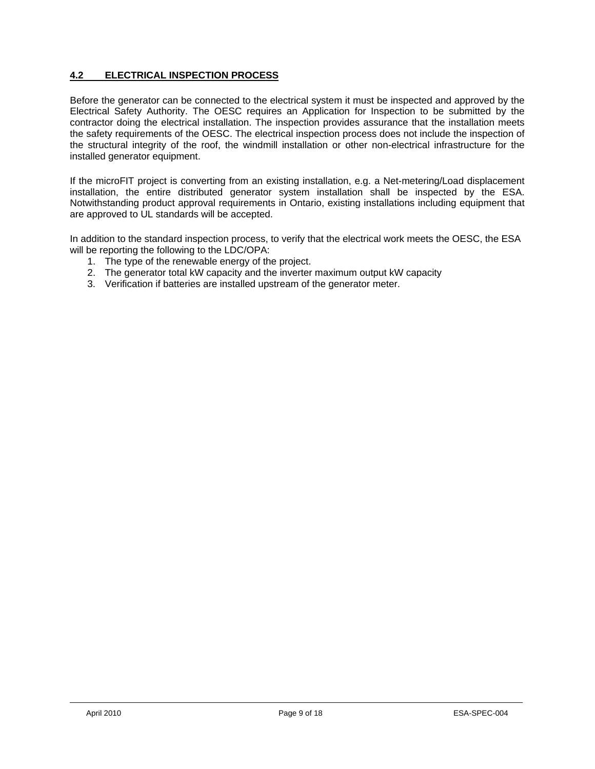## 4.2 ELECTRICAL INSPECTION PROCESS

Before the generator can be connected to the electrical system it must be inspected and approved by the Electrical Safety Authority. The OESC requires an Application for Inspection to be submitted by the contractor doing the electrical installation. The inspection provides assurance that the installation meets the safety requirements of the OESC. The electrical inspection process does not include the inspection of the structural integrity of the roof, the windmill installation or other non-electrical infrastructure for the installed generator equipment.

If the microFIT project is converting from an existing installation, e.g. a Net-metering/Load displacement installation, the entire distributed generator system installation shall be inspected by the ESA. Notwithstanding product approval requirements in Ontario, existing installations including equipment that are approved to UL standards will be accepted.

In addition to the standard inspection process, to verify that the electrical work meets the OESC, the ESA will be reporting the following to the LDC/OPA:

1. The type of the renewable energy of the project.
2. The generator total kW capacity and the inverter maximum output kW capacity
3. Verification if batteries are installed upstream of the generator meter.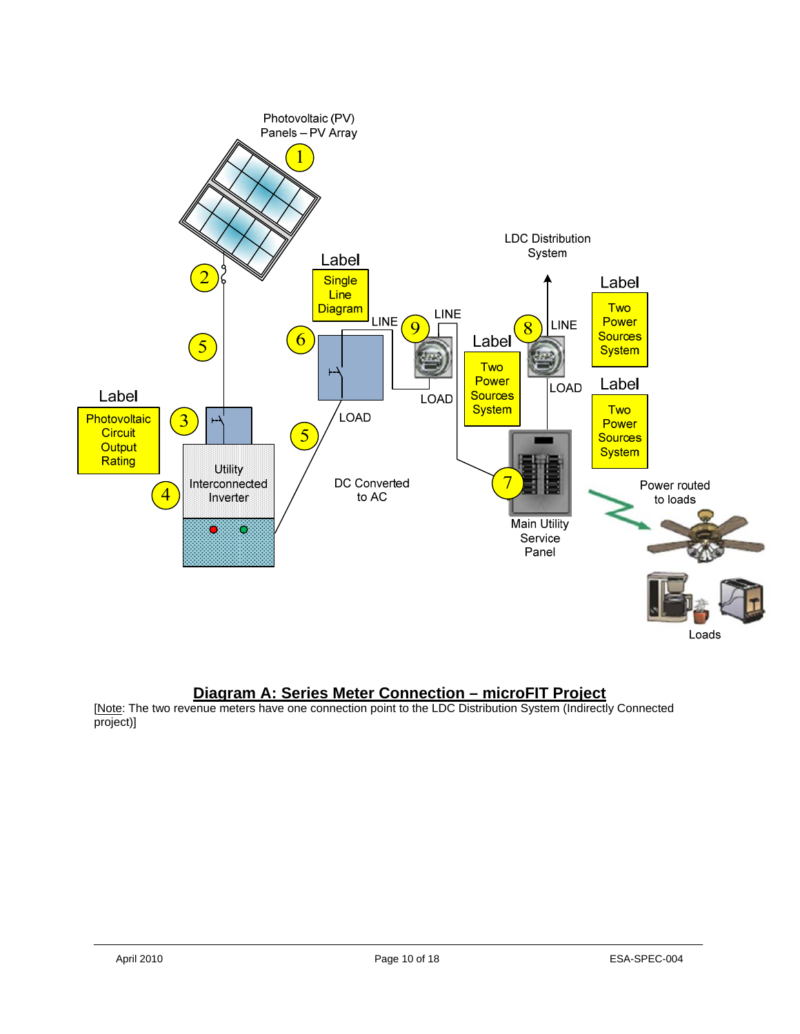Photovoltaic (PV)
Panels – PV Array

1

2

5

Label

Photovoltaic Circuit Output Rating

3

4

Utility Interconnected Inverter

Label

Single Line Diagram

6

5

LINE

LOAD

9

LINE

LOAD

DC Converted to AC

Label

Two Power Sources System

8

LINE

LOAD

LDC Distribution System

Label

Two Power Sources System

Label

Two Power Sources System

7

Main Utility Service Panel

Power routed to loads

Loads

**Diagram A: Series Meter Connection – microFIT Project**

[Note: The two revenue meters have one connection point to the LDC Distribution System (Indirectly Connected project)]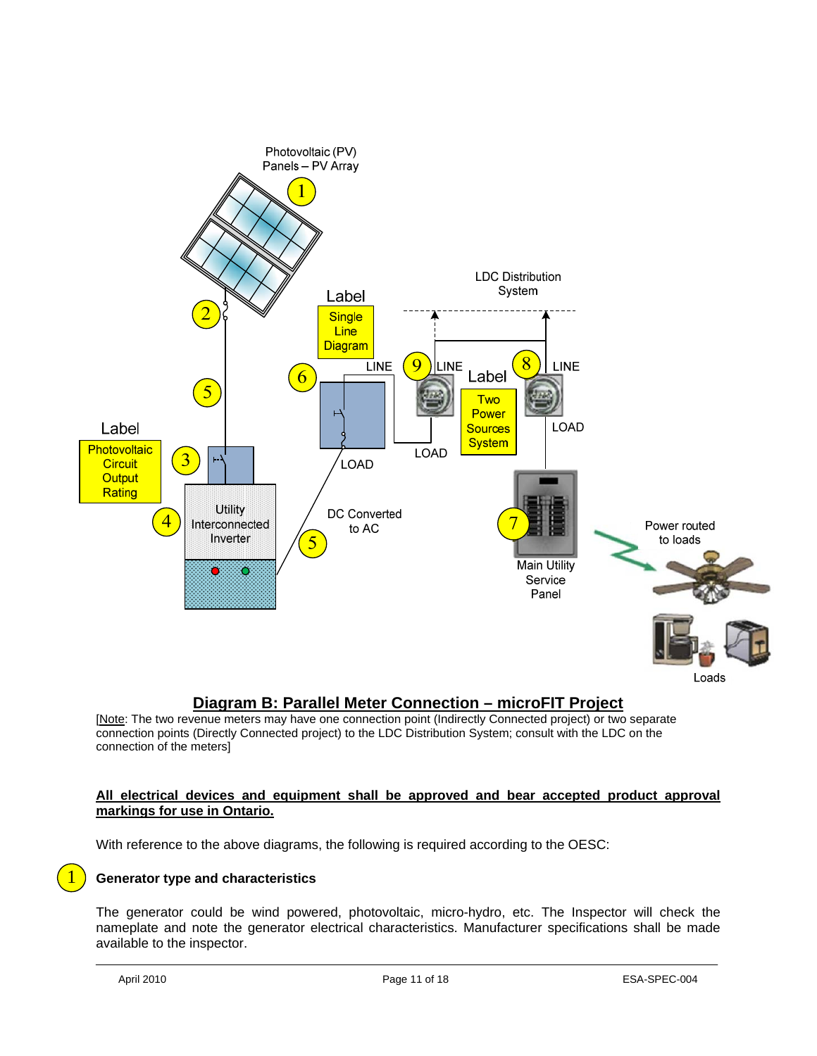Photovoltaic (PV) Panels – PV Array

1

2

5

3

4

Label

Photovoltaic Circuit Output Rating

Utility Interconnected Inverter

Label

Single Line Diagram

6

LINE

LOAD

DC Converted to AC

5

9

LINE

LOAD

LDC Distribution System

Label

Two Power Sources System

8

LINE

LOAD

7

Main Utility Service Panel

Power routed to loads

Loads

**Diagram B: Parallel Meter Connection – microFIT Project**

[Note: The two revenue meters may have one connection point (Indirectly Connected project) or two separate connection points (Directly Connected project) to the LDC Distribution System; consult with the LDC on the connection of the meters]

**All electrical devices and equipment shall be approved and bear accepted product approval markings for use in Ontario.**

With reference to the above diagrams, the following is required according to the OESC:

### 1 Generator type and characteristics

The generator could be wind powered, photovoltaic, micro-hydro, etc. The Inspector will check the nameplate and note the generator electrical characteristics. Manufacturer specifications shall be made available to the inspector.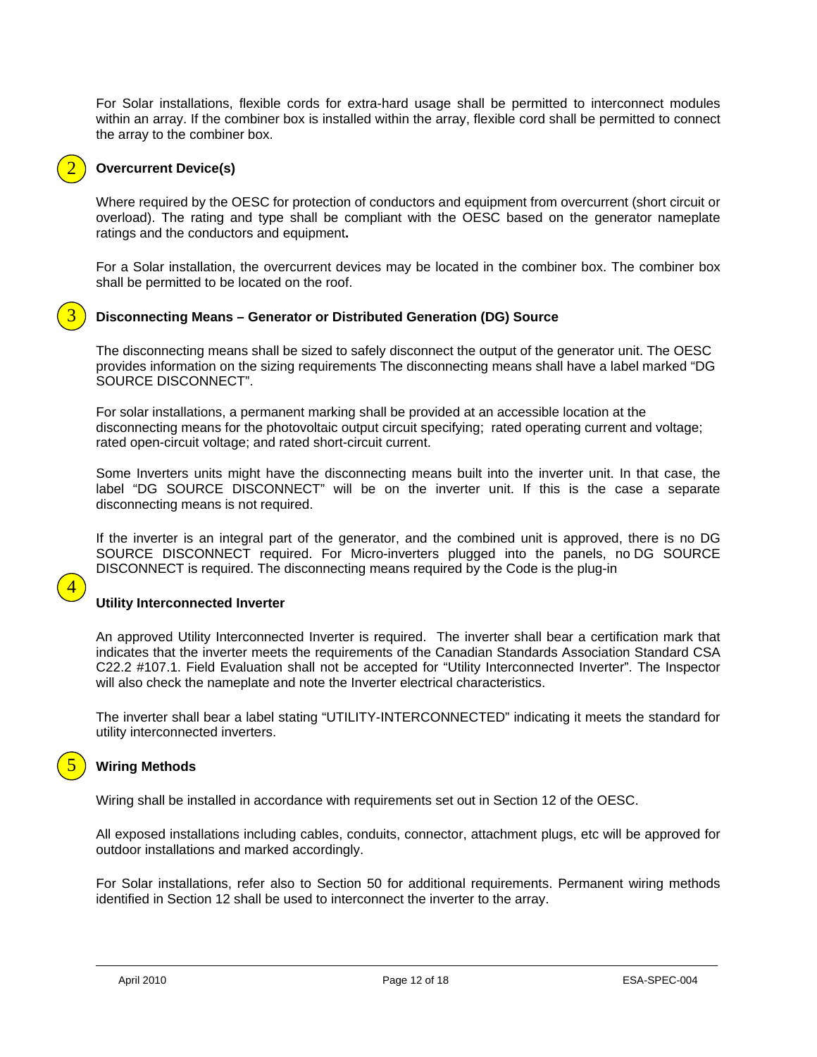For Solar installations, flexible cords for extra-hard usage shall be permitted to interconnect modules within an array. If the combiner box is installed within the array, flexible cord shall be permitted to connect the array to the combiner box.

### 2 Overcurrent Device(s)

Where required by the OESC for protection of conductors and equipment from overcurrent (short circuit or overload). The rating and type shall be compliant with the OESC based on the generator nameplate ratings and the conductors and equipment**.**

For a Solar installation, the overcurrent devices may be located in the combiner box. The combiner box shall be permitted to be located on the roof.

### 3 Disconnecting Means – Generator or Distributed Generation (DG) Source

The disconnecting means shall be sized to safely disconnect the output of the generator unit. The OESC provides information on the sizing requirements The disconnecting means shall have a label marked "DG SOURCE DISCONNECT".

For solar installations, a permanent marking shall be provided at an accessible location at the disconnecting means for the photovoltaic output circuit specifying; rated operating current and voltage; rated open-circuit voltage; and rated short-circuit current.

Some Inverters units might have the disconnecting means built into the inverter unit. In that case, the label "DG SOURCE DISCONNECT" will be on the inverter unit. If this is the case a separate disconnecting means is not required.

If the inverter is an integral part of the generator, and the combined unit is approved, there is no DG SOURCE DISCONNECT required. For Micro-inverters plugged into the panels, no DG SOURCE DISCONNECT is required. The disconnecting means required by the Code is the plug-in

### 4 Utility Interconnected Inverter

An approved Utility Interconnected Inverter is required. The inverter shall bear a certification mark that indicates that the inverter meets the requirements of the Canadian Standards Association Standard CSA C22.2 #107.1. Field Evaluation shall not be accepted for "Utility Interconnected Inverter". The Inspector will also check the nameplate and note the Inverter electrical characteristics.

The inverter shall bear a label stating "UTILITY-INTERCONNECTED" indicating it meets the standard for utility interconnected inverters.

### 5 Wiring Methods

Wiring shall be installed in accordance with requirements set out in Section 12 of the OESC.

All exposed installations including cables, conduits, connector, attachment plugs, etc will be approved for outdoor installations and marked accordingly.

For Solar installations, refer also to Section 50 for additional requirements. Permanent wiring methods identified in Section 12 shall be used to interconnect the inverter to the array.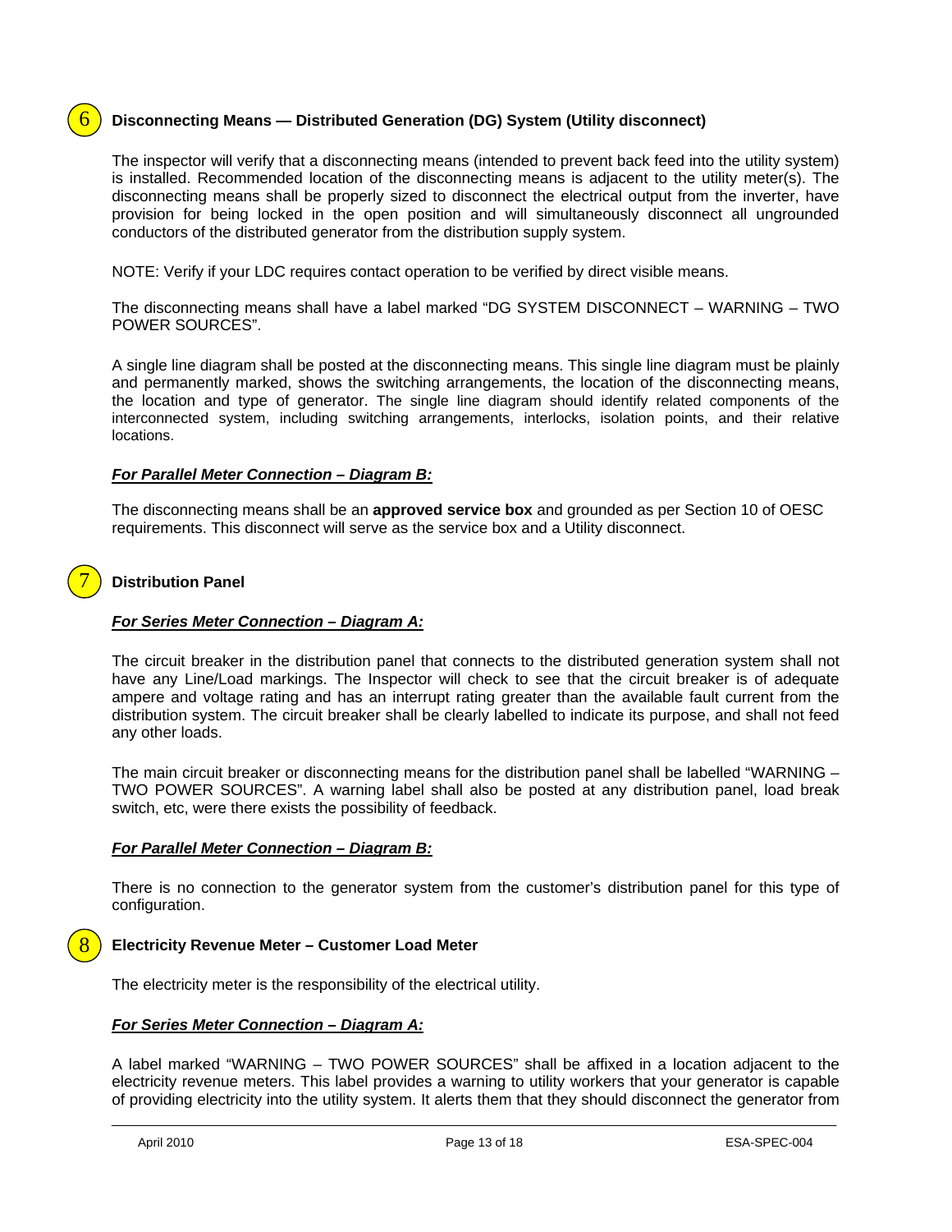## 6 Disconnecting Means — Distributed Generation (DG) System (Utility disconnect)

The inspector will verify that a disconnecting means (intended to prevent back feed into the utility system) is installed. Recommended location of the disconnecting means is adjacent to the utility meter(s). The disconnecting means shall be properly sized to disconnect the electrical output from the inverter, have provision for being locked in the open position and will simultaneously disconnect all ungrounded conductors of the distributed generator from the distribution supply system.

NOTE: Verify if your LDC requires contact operation to be verified by direct visible means.

The disconnecting means shall have a label marked "DG SYSTEM DISCONNECT – WARNING – TWO POWER SOURCES".

A single line diagram shall be posted at the disconnecting means. This single line diagram must be plainly and permanently marked, shows the switching arrangements, the location of the disconnecting means, the location and type of generator. The single line diagram should identify related components of the interconnected system, including switching arrangements, interlocks, isolation points, and their relative locations.

***For Parallel Meter Connection – Diagram B:***

The disconnecting means shall be an **approved service box** and grounded as per Section 10 of OESC requirements. This disconnect will serve as the service box and a Utility disconnect.

## 7 Distribution Panel

***For Series Meter Connection – Diagram A:***

The circuit breaker in the distribution panel that connects to the distributed generation system shall not have any Line/Load markings. The Inspector will check to see that the circuit breaker is of adequate ampere and voltage rating and has an interrupt rating greater than the available fault current from the distribution system. The circuit breaker shall be clearly labelled to indicate its purpose, and shall not feed any other loads.

The main circuit breaker or disconnecting means for the distribution panel shall be labelled "WARNING – TWO POWER SOURCES". A warning label shall also be posted at any distribution panel, load break switch, etc, were there exists the possibility of feedback.

***For Parallel Meter Connection – Diagram B:***

There is no connection to the generator system from the customer's distribution panel for this type of configuration.

## 8 Electricity Revenue Meter – Customer Load Meter

The electricity meter is the responsibility of the electrical utility.

***For Series Meter Connection – Diagram A:***

A label marked "WARNING – TWO POWER SOURCES" shall be affixed in a location adjacent to the electricity revenue meters. This label provides a warning to utility workers that your generator is capable of providing electricity into the utility system. It alerts them that they should disconnect the generator from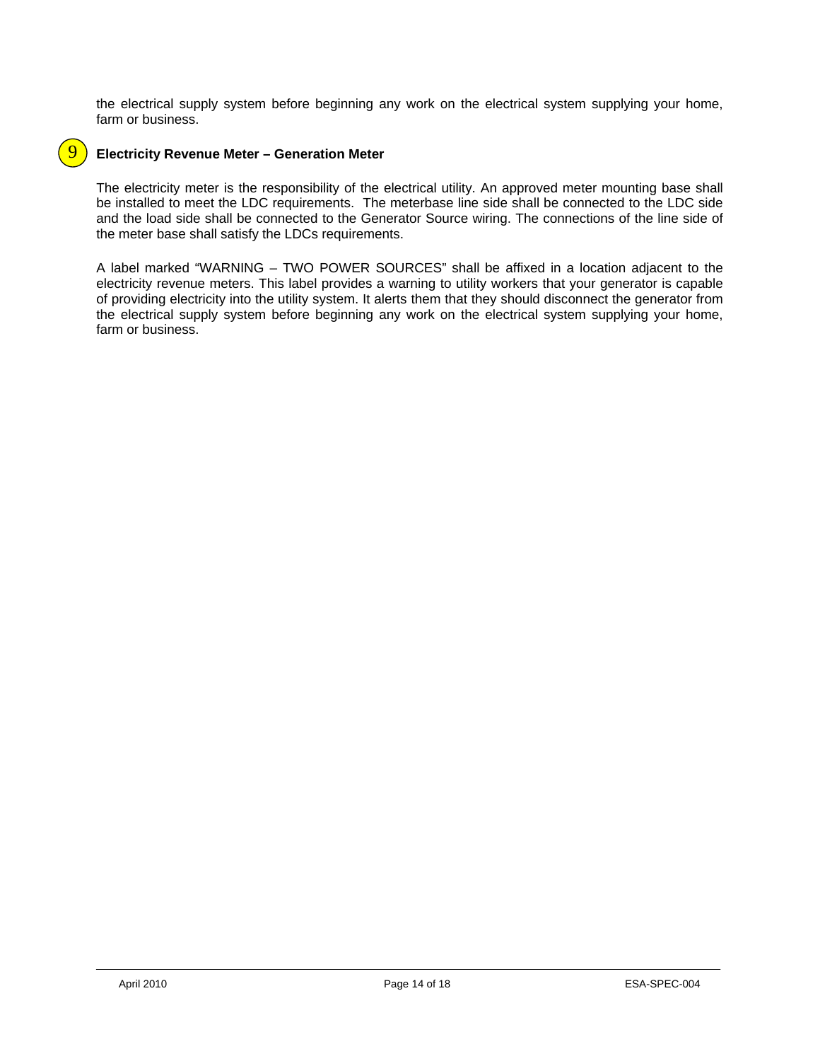the electrical supply system before beginning any work on the electrical system supplying your home, farm or business.

### 9 Electricity Revenue Meter – Generation Meter

The electricity meter is the responsibility of the electrical utility. An approved meter mounting base shall be installed to meet the LDC requirements. The meterbase line side shall be connected to the LDC side and the load side shall be connected to the Generator Source wiring. The connections of the line side of the meter base shall satisfy the LDCs requirements.

A label marked "WARNING – TWO POWER SOURCES" shall be affixed in a location adjacent to the electricity revenue meters. This label provides a warning to utility workers that your generator is capable of providing electricity into the utility system. It alerts them that they should disconnect the generator from the electrical supply system before beginning any work on the electrical system supplying your home, farm or business.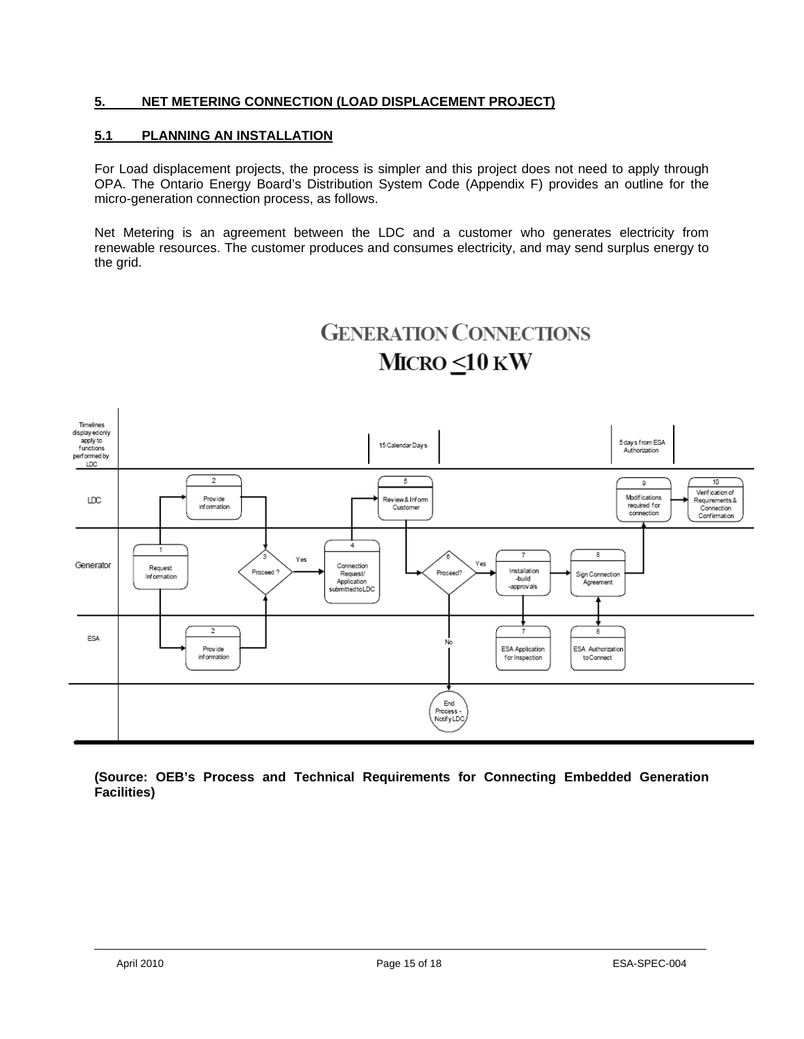## 5. NET METERING CONNECTION (LOAD DISPLACEMENT PROJECT)

### 5.1 PLANNING AN INSTALLATION

For Load displacement projects, the process is simpler and this project does not need to apply through OPA. The Ontario Energy Board's Distribution System Code (Appendix F) provides an outline for the micro-generation connection process, as follows.

Net Metering is an agreement between the LDC and a customer who generates electricity from renewable resources. The customer produces and consumes electricity, and may send surplus energy to the grid.

GENERATION CONNECTIONS

MICRO ≤10 KW

Timelines displayed only apply to functions performed by LDC

15 Calendar Days

5 days from ESA Authorization

LDC

Generator

ESA

1 Request Information

2 Provide information

2 Provide information

3 Proceed ?

Yes

4 Connection Request/ Application submitted to LDC

5 Review & Inform Customer

6 Proceed?

Yes

No

7 Installation -build -approvals

7 ESA Application for Inspection

8 Sign Connection Agreement

8 ESA Authorization to Connect

9 Modifications required for connection

10 Verification of Requirements & Connection Confirmation

End Process - Notify LDC

**(Source: OEB's Process and Technical Requirements for Connecting Embedded Generation Facilities)**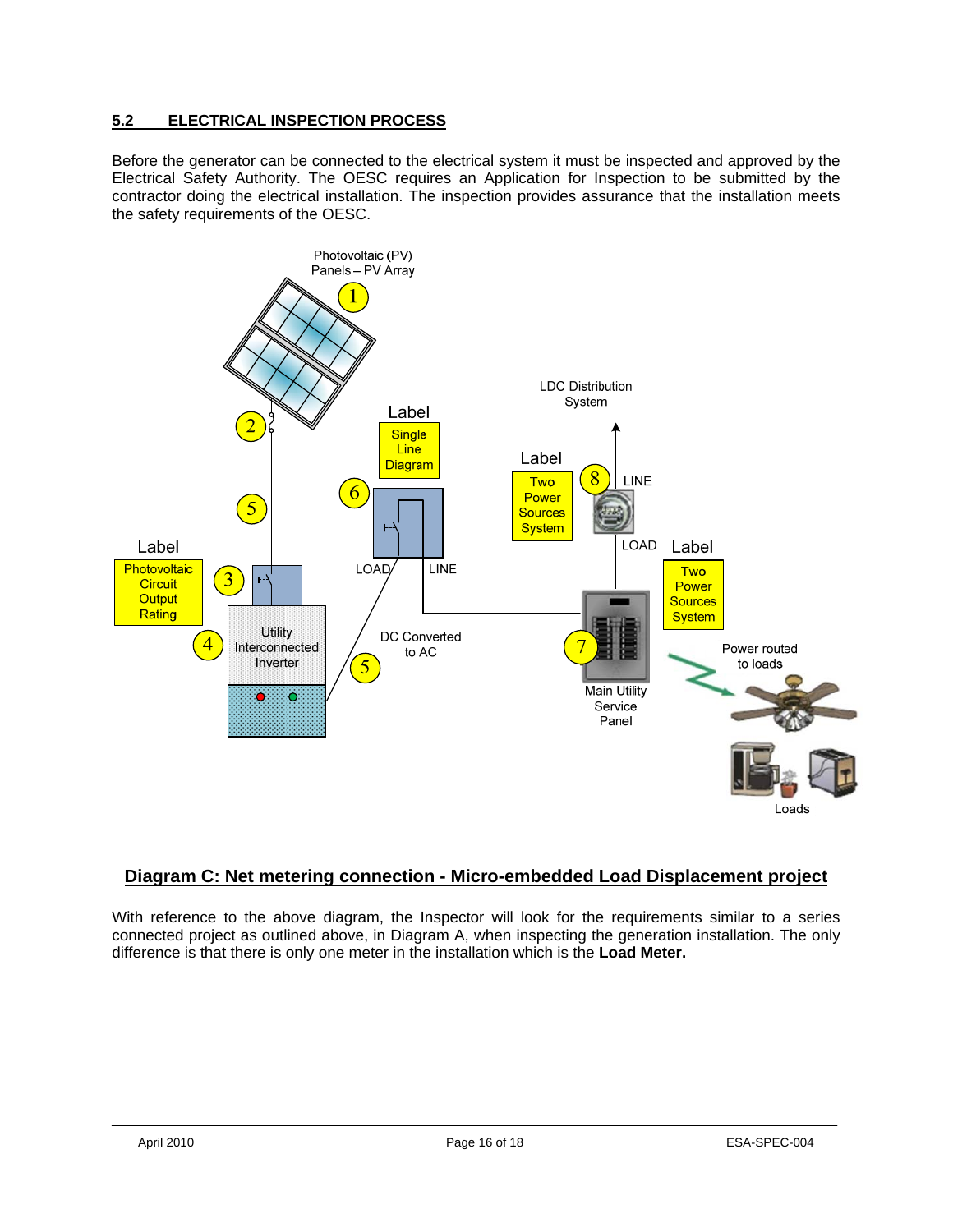## 5.2 ELECTRICAL INSPECTION PROCESS

Before the generator can be connected to the electrical system it must be inspected and approved by the Electrical Safety Authority. The OESC requires an Application for Inspection to be submitted by the contractor doing the electrical installation. The inspection provides assurance that the installation meets the safety requirements of the OESC.

Photovoltaic (PV) Panels – PV Array

1

2

5

Label

Photovoltaic Circuit Output Rating

3

4

Utility Interconnected Inverter

Label

Single Line Diagram

6

LOAD

LINE

5

DC Converted to AC

LDC Distribution System

Label

Two Power Sources System

8

LINE

LOAD

Label

Two Power Sources System

7

Main Utility Service Panel

Power routed to loads

Loads

**Diagram C: Net metering connection - Micro-embedded Load Displacement project**

With reference to the above diagram, the Inspector will look for the requirements similar to a series connected project as outlined above, in Diagram A, when inspecting the generation installation. The only difference is that there is only one meter in the installation which is the **Load Meter.**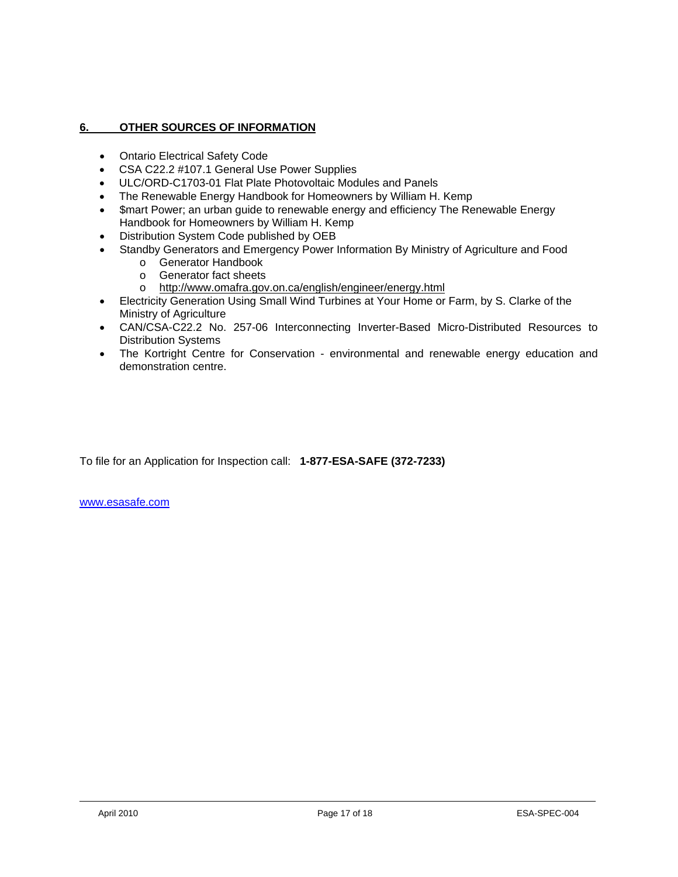## 6. OTHER SOURCES OF INFORMATION

- Ontario Electrical Safety Code
- CSA C22.2 #107.1 General Use Power Supplies
- ULC/ORD-C1703-01 Flat Plate Photovoltaic Modules and Panels
- The Renewable Energy Handbook for Homeowners by William H. Kemp
- $mart Power; an urban guide to renewable energy and efficiency The Renewable Energy Handbook for Homeowners by William H. Kemp
- Distribution System Code published by OEB
- Standby Generators and Emergency Power Information By Ministry of Agriculture and Food
  - Generator Handbook
  - Generator fact sheets
  - http://www.omafra.gov.on.ca/english/engineer/energy.html
- Electricity Generation Using Small Wind Turbines at Your Home or Farm, by S. Clarke of the Ministry of Agriculture
- CAN/CSA-C22.2 No. 257-06 Interconnecting Inverter-Based Micro-Distributed Resources to Distribution Systems
- The Kortright Centre for Conservation - environmental and renewable energy education and demonstration centre.

To file for an Application for Inspection call: **1-877-ESA-SAFE (372-7233)**

www.esasafe.com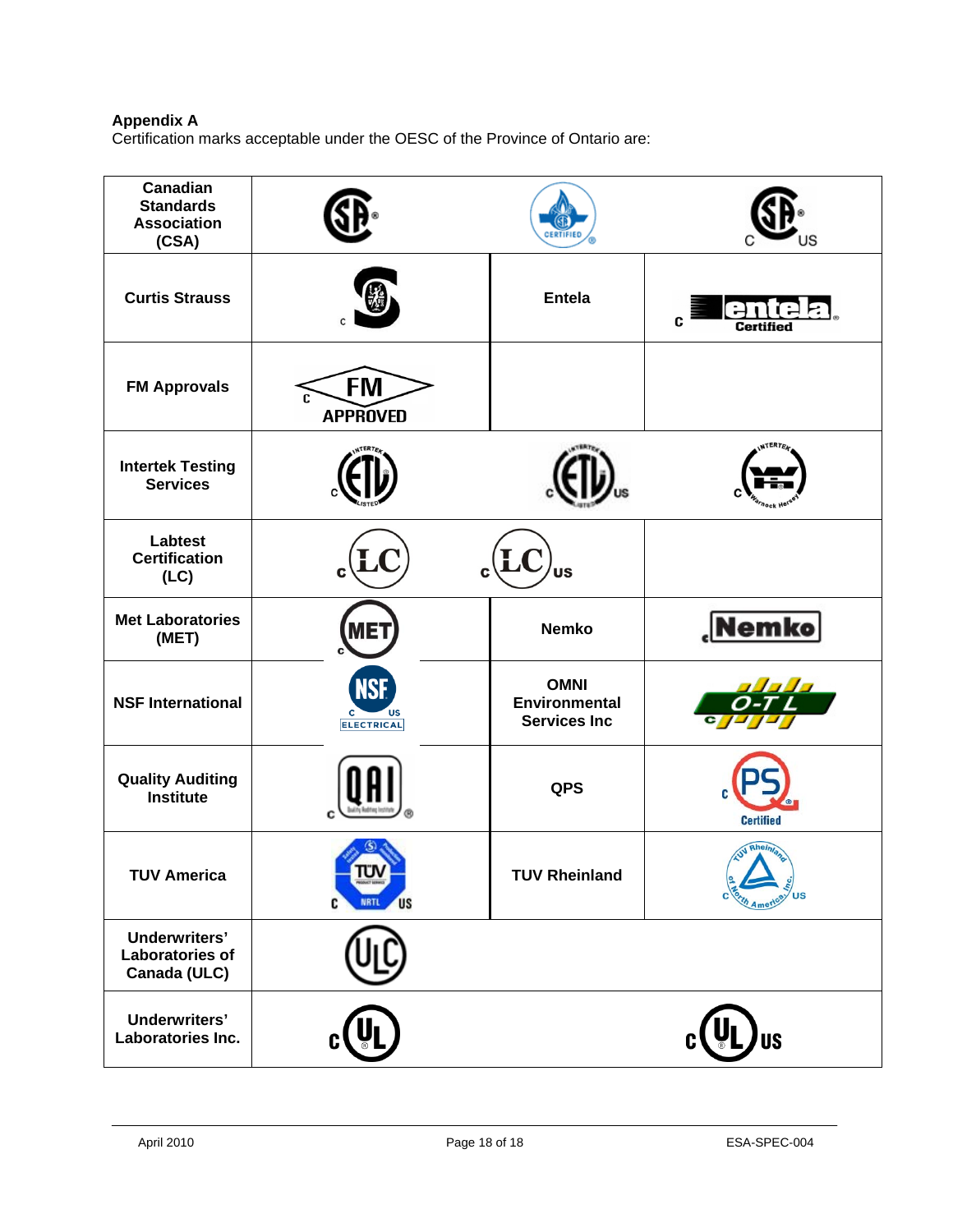**Appendix A**

Certification marks acceptable under the OESC of the Province of Ontario are:

| | | | |
|---|---|---|---|
| **Canadian Standards Association (CSA)** | | CERTIFIED | C US |
| **Curtis Strauss** | C | **Entela** | C entela Certified |
| **FM Approvals** | C FM APPROVED | | |
| **Intertek Testing Services** | C INTERTEK LISTED | C INTERTEK LISTED US | C INTERTEK Warnock Hersey |
| **Labtest Certification (LC)** | c LC | c LC us | |
| **Met Laboratories (MET)** | MET c | **Nemko** | c Nemko |
| **NSF International** | NSF C US ELECTRICAL | **OMNI Environmental Services Inc** | C O-T L |
| **Quality Auditing Institute** | c QAI Quality Auditing Institute ® | **QPS** | c PS Q Certified |
| **TUV America** | TÜV C NRTL US | **TUV Rheinland** | c TÜV Rheinland of North America, Inc. US |
| **Underwriters' Laboratories of Canada (ULC)** | ULC | | |
| **Underwriters' Laboratories Inc.** | c UL | | c UL us |